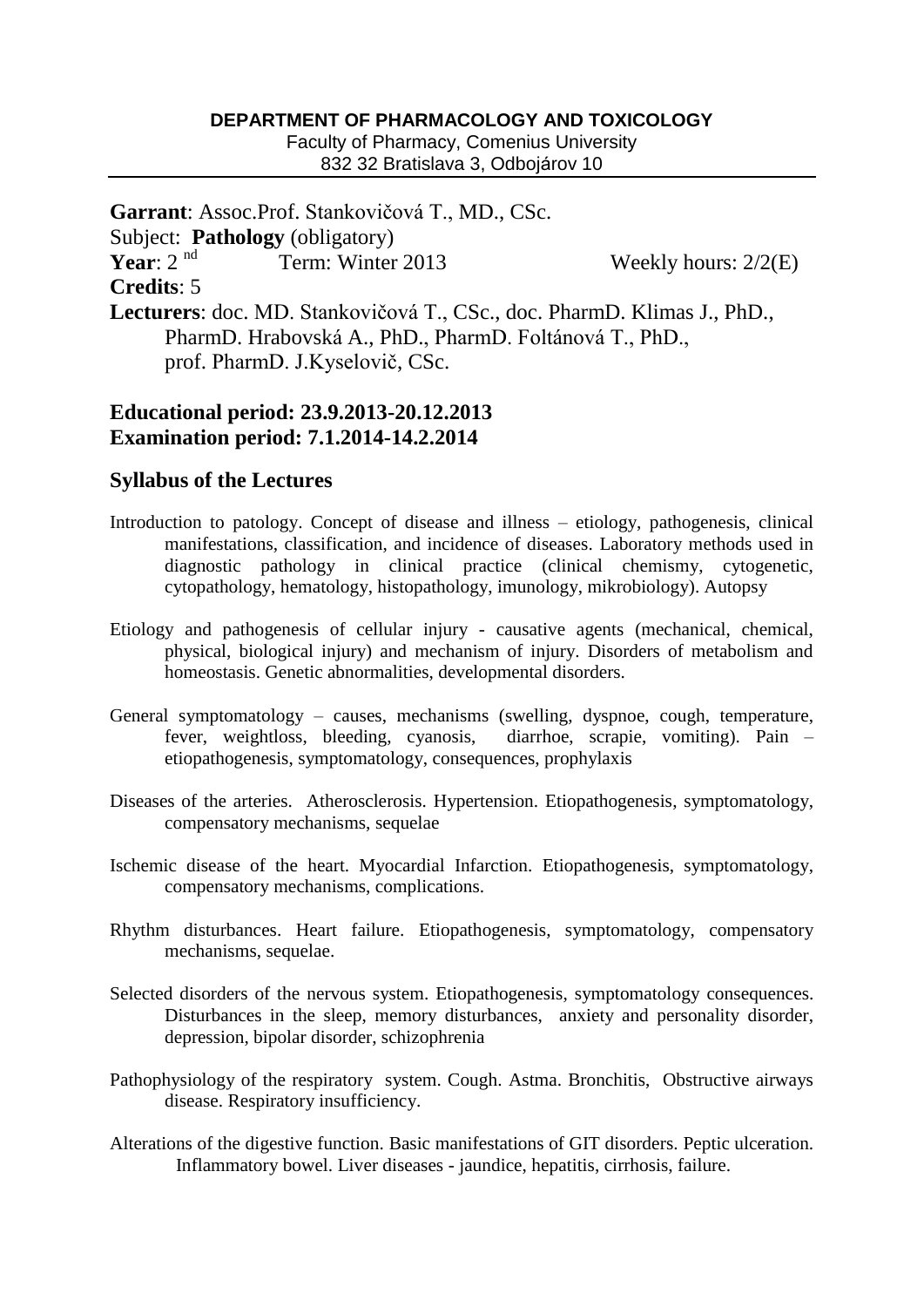**DEPARTMENT OF PHARMACOLOGY AND TOXICOLOGY**
Faculty of Pharmacy, Comenius University
832 32 Bratislava 3, Odbojárov 10

---

**Garrant**: Assoc.Prof. Stankovičová T., MD., CSc.
Subject: **Pathology** (obligatory)
**Year**: 2[nd] Term: Winter 2013 Weekly hours: 2/2(E)
**Credits**: 5
**Lecturers**: doc. MD. Stankovičová T., CSc., doc. PharmD. Klimas J., PhD., PharmD. Hrabovská A., PhD., PharmD. Foltánová T., PhD., prof. PharmD. J.Kyselovič, CSc.

## Educational period: 23.9.2013-20.12.2013
## Examination period: 7.1.2014-14.2.2014

## Syllabus of the Lectures

Introduction to patology. Concept of disease and illness – etiology, pathogenesis, clinical manifestations, classification, and incidence of diseases. Laboratory methods used in diagnostic pathology in clinical practice (clinical chemismy, cytogenetic, cytopathology, hematology, histopathology, imunology, mikrobiology). Autopsy

Etiology and pathogenesis of cellular injury - causative agents (mechanical, chemical, physical, biological injury) and mechanism of injury. Disorders of metabolism and homeostasis. Genetic abnormalities, developmental disorders.

General symptomatology – causes, mechanisms (swelling, dyspnoe, cough, temperature, fever, weightloss, bleeding, cyanosis, diarrhoe, scrapie, vomiting). Pain – etiopathogenesis, symptomatology, consequences, prophylaxis

Diseases of the arteries. Atherosclerosis. Hypertension. Etiopathogenesis, symptomatology, compensatory mechanisms, sequelae

Ischemic disease of the heart. Myocardial Infarction. Etiopathogenesis, symptomatology, compensatory mechanisms, complications.

Rhythm disturbances. Heart failure. Etiopathogenesis, symptomatology, compensatory mechanisms, sequelae.

Selected disorders of the nervous system. Etiopathogenesis, symptomatology consequences. Disturbances in the sleep, memory disturbances, anxiety and personality disorder, depression, bipolar disorder, schizophrenia

Pathophysiology of the respiratory system. Cough. Astma. Bronchitis, Obstructive airways disease. Respiratory insufficiency.

Alterations of the digestive function. Basic manifestations of GIT disorders. Peptic ulceration. Inflammatory bowel. Liver diseases - jaundice, hepatitis, cirrhosis, failure.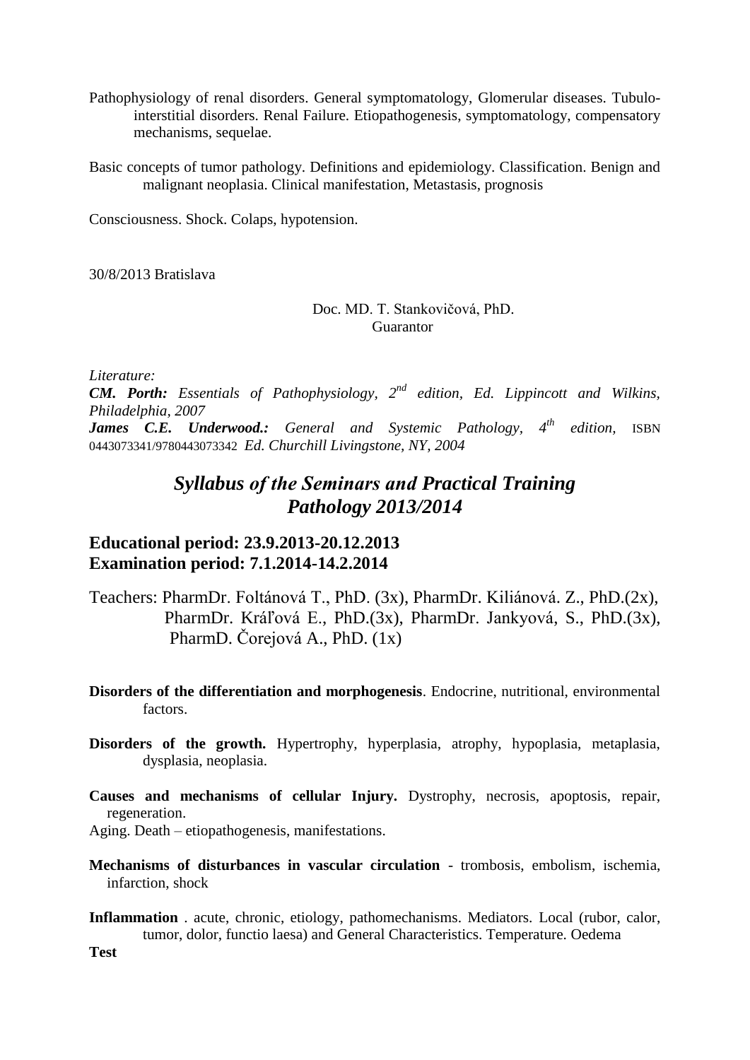Pathophysiology of renal disorders. General symptomatology, Glomerular diseases. Tubulo-interstitial disorders. Renal Failure. Etiopathogenesis, symptomatology, compensatory mechanisms, sequelae.

Basic concepts of tumor pathology. Definitions and epidemiology. Classification. Benign and malignant neoplasia. Clinical manifestation, Metastasis, prognosis

Consciousness. Shock. Colaps, hypotension.

30/8/2013 Bratislava

Doc. MD. T. Stankovičová, PhD.
Guarantor

*Literature:*
***CM. Porth:*** *Essentials of Pathophysiology, 2nd edition, Ed. Lippincott and Wilkins, Philadelphia, 2007*
***James C.E. Underwood.:*** *General and Systemic Pathology, 4th edition,* ISBN 0443073341/9780443073342 *Ed. Churchill Livingstone, NY, 2004*

## *Syllabus of the Seminars and Practical Training Pathology 2013/2014*

### Educational period: 23.9.2013-20.12.2013
### Examination period: 7.1.2014-14.2.2014

Teachers: PharmDr. Foltánová T., PhD. (3x), PharmDr. Kiliánová. Z., PhD.(2x), PharmDr. Kráľová E., PhD.(3x), PharmDr. Jankyová, S., PhD.(3x), PharmD. Čorejová A., PhD. (1x)

**Disorders of the differentiation and morphogenesis**. Endocrine, nutritional, environmental factors.

**Disorders of the growth.** Hypertrophy, hyperplasia, atrophy, hypoplasia, metaplasia, dysplasia, neoplasia.

**Causes and mechanisms of cellular Injury.** Dystrophy, necrosis, apoptosis, repair, regeneration.
Aging. Death – etiopathogenesis, manifestations.

**Mechanisms of disturbances in vascular circulation** - trombosis, embolism, ischemia, infarction, shock

**Inflammation** . acute, chronic, etiology, pathomechanisms. Mediators. Local (rubor, calor, tumor, dolor, functio laesa) and General Characteristics. Temperature. Oedema

**Test**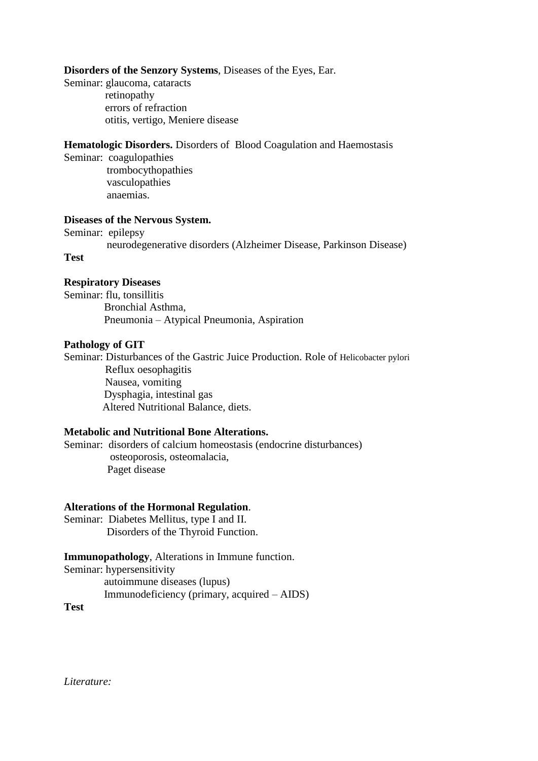**Disorders of the Senzory Systems**, Diseases of the Eyes, Ear.

Seminar: glaucoma, cataracts
retinopathy
errors of refraction
otitis, vertigo, Meniere disease

**Hematologic Disorders.** Disorders of Blood Coagulation and Haemostasis

Seminar: coagulopathies
trombocythopathies
vasculopathies
anaemias.

**Diseases of the Nervous System.**

Seminar: epilepsy
neurodegenerative disorders (Alzheimer Disease, Parkinson Disease)

**Test**

**Respiratory Diseases**

Seminar: flu, tonsillitis
Bronchial Asthma,
Pneumonia – Atypical Pneumonia, Aspiration

**Pathology of GIT**

Seminar: Disturbances of the Gastric Juice Production. Role of Helicobacter pylori
Reflux oesophagitis
Nausea, vomiting
Dysphagia, intestinal gas
Altered Nutritional Balance, diets.

**Metabolic and Nutritional Bone Alterations.**

Seminar: disorders of calcium homeostasis (endocrine disturbances)
osteoporosis, osteomalacia,
Paget disease

**Alterations of the Hormonal Regulation**.

Seminar: Diabetes Mellitus, type I and II.
Disorders of the Thyroid Function.

**Immunopathology**, Alterations in Immune function.

Seminar: hypersensitivity
autoimmune diseases (lupus)
Immunodeficiency (primary, acquired – AIDS)

**Test**

*Literature:*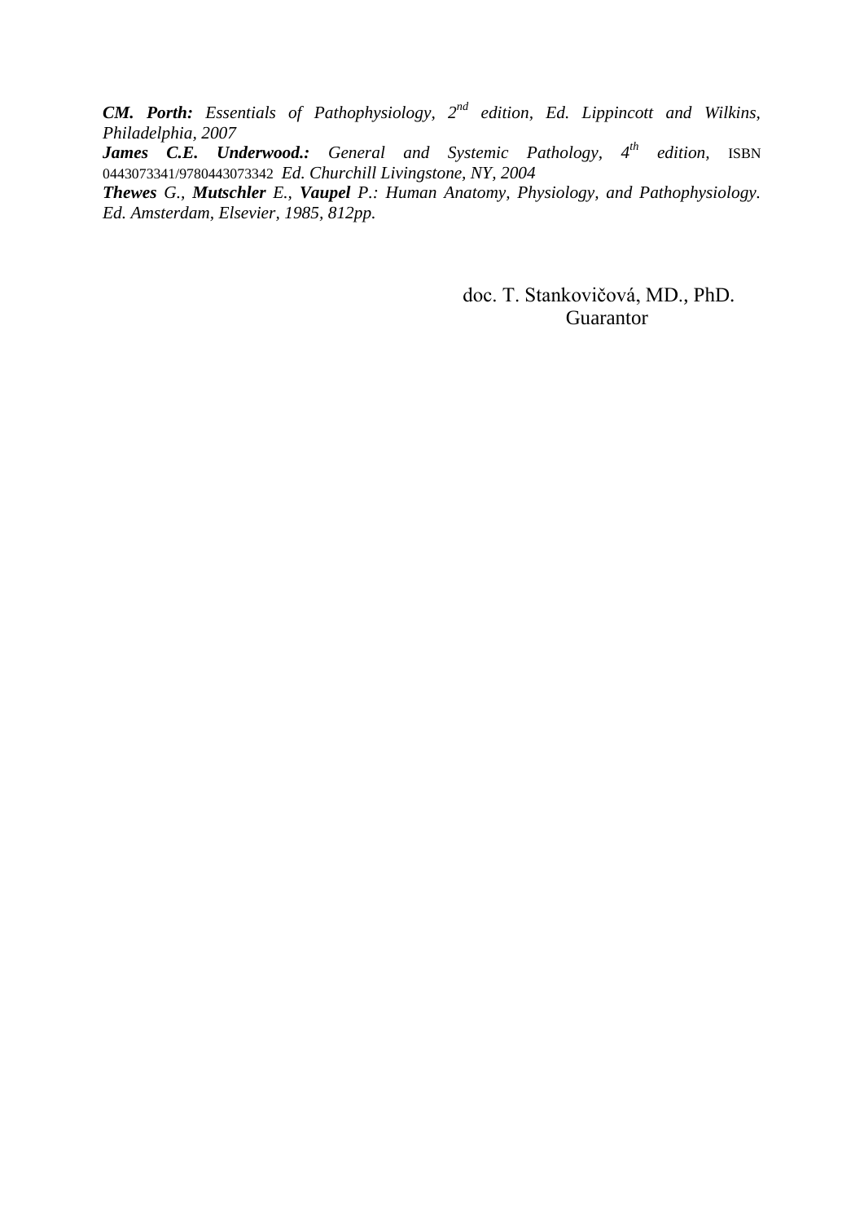***CM. Porth:*** *Essentials of Pathophysiology, 2nd edition, Ed. Lippincott and Wilkins, Philadelphia, 2007*

***James C.E. Underwood.:*** *General and Systemic Pathology, 4th edition,* ISBN 0443073341/9780443073342 *Ed. Churchill Livingstone, NY, 2004*

***Thewes*** *G.,* ***Mutschler*** *E.,* ***Vaupel*** *P.: Human Anatomy, Physiology, and Pathophysiology. Ed. Amsterdam, Elsevier, 1985, 812pp.*

doc. T. Stankovičová, MD., PhD.
Guarantor